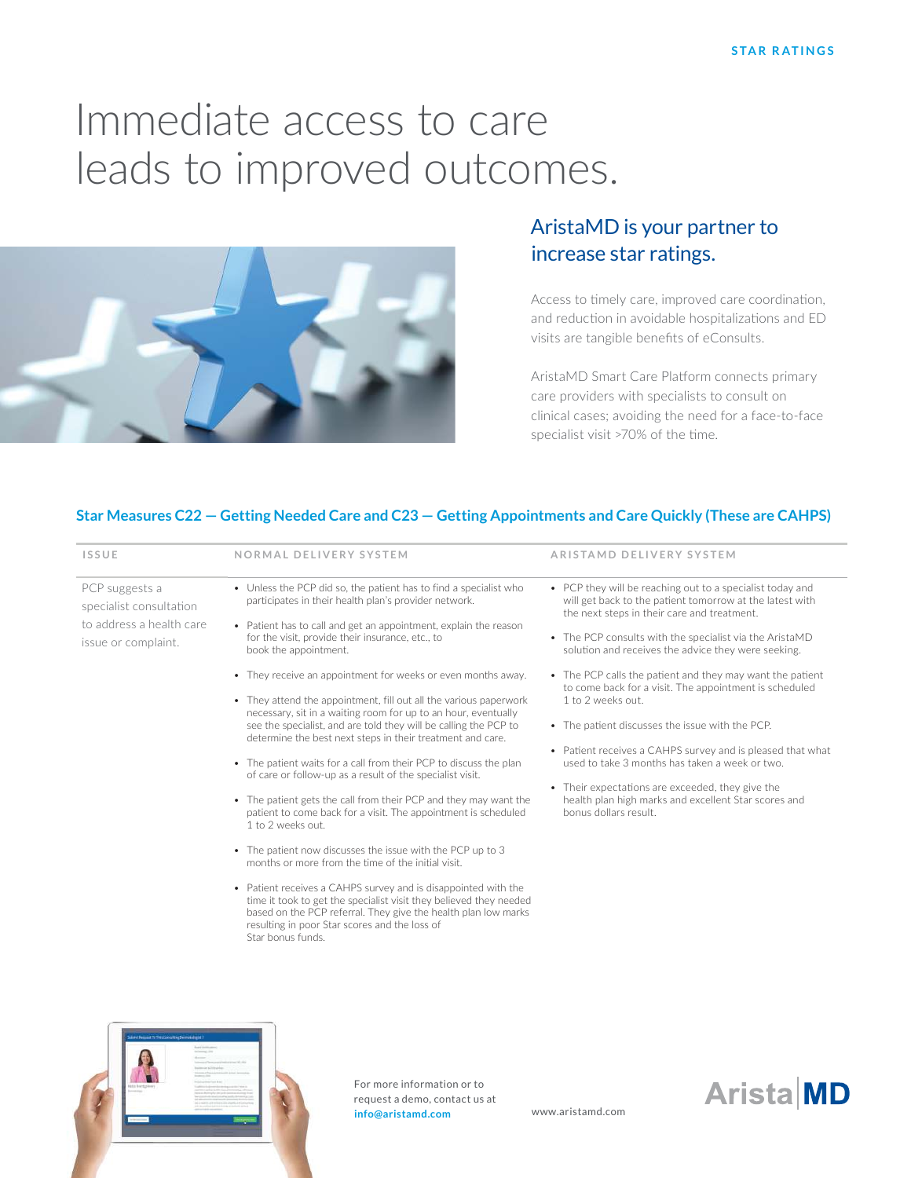STAR RATINGS

# Immediate access to care leads to improved outcomes.

## AristaMD is your partner to increase star ratings.

Access to timely care, improved care coordination, and reduction in avoidable hospitalizations and ED visits are tangible benefits of eConsults.

AristaMD Smart Care Platform connects primary care providers with specialists to consult on clinical cases; avoiding the need for a face-to-face specialist visit >70% of the time.

### Star Measures C22 — Getting Needed Care and C23 — Getting Appointments and Care Quickly (These are CAHPS)

| ISSUE | NORMAL DELIVERY SYSTEM | ARISTAMD DELIVERY SYSTEM |
|---|---|---|
| PCP suggests a specialist consultation to address a health care issue or complaint. | • Unless the PCP did so, the patient has to find a specialist who participates in their health plan's provider network.<br>• Patient has to call and get an appointment, explain the reason for the visit, provide their insurance, etc., to book the appointment.<br>• They receive an appointment for weeks or even months away.<br>• They attend the appointment, fill out all the various paperwork necessary, sit in a waiting room for up to an hour, eventually see the specialist, and are told they will be calling the PCP to determine the best next steps in their treatment and care.<br>• The patient waits for a call from their PCP to discuss the plan of care or follow-up as a result of the specialist visit.<br>• The patient gets the call from their PCP and they may want the patient to come back for a visit. The appointment is scheduled 1 to 2 weeks out.<br>• The patient now discusses the issue with the PCP up to 3 months or more from the time of the initial visit.<br>• Patient receives a CAHPS survey and is disappointed with the time it took to get the specialist visit they believed they needed based on the PCP referral. They give the health plan low marks resulting in poor Star scores and the loss of Star bonus funds. | • PCP they will be reaching out to a specialist today and will get back to the patient tomorrow at the latest with the next steps in their care and treatment.<br>• The PCP consults with the specialist via the AristaMD solution and receives the advice they were seeking.<br>• The PCP calls the patient and they may want the patient to come back for a visit. The appointment is scheduled 1 to 2 weeks out.<br>• The patient discusses the issue with the PCP.<br>• Patient receives a CAHPS survey and is pleased that what used to take 3 months has taken a week or two.<br>• Their expectations are exceeded, they give the health plan high marks and excellent Star scores and bonus dollars result. |

For more information or to request a demo, contact us at **info@aristamd.com**

www.aristamd.com

AristaMD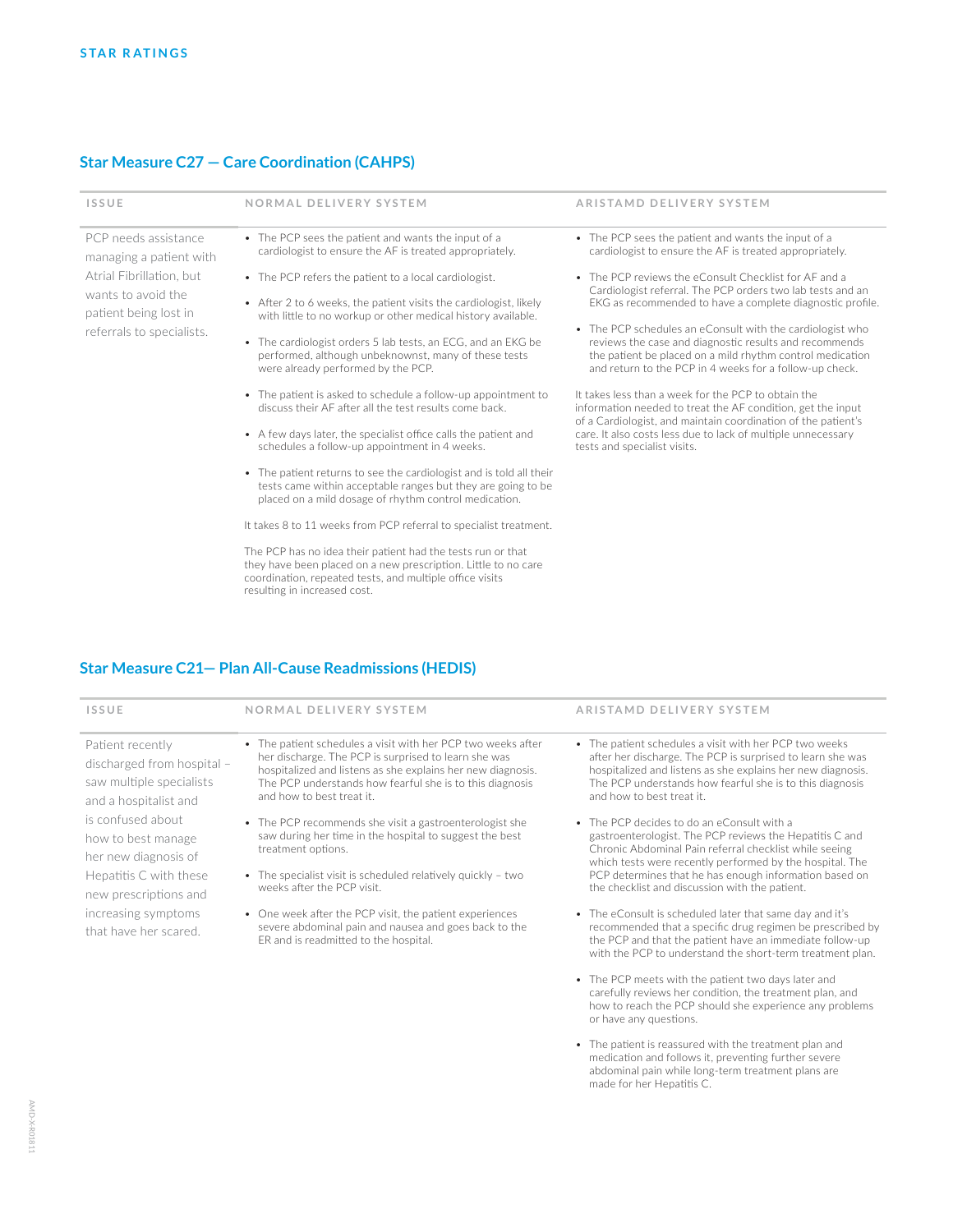STAR RATINGS

## Star Measure C27 — Care Coordination (CAHPS)

| ISSUE | NORMAL DELIVERY SYSTEM | ARISTAMD DELIVERY SYSTEM |
|---|---|---|
| PCP needs assistance managing a patient with Atrial Fibrillation, but wants to avoid the patient being lost in referrals to specialists. | • The PCP sees the patient and wants the input of a cardiologist to ensure the AF is treated appropriately.<br>• The PCP refers the patient to a local cardiologist.<br>• After 2 to 6 weeks, the patient visits the cardiologist, likely with little to no workup or other medical history available.<br>• The cardiologist orders 5 lab tests, an ECG, and an EKG be performed, although unbeknownst, many of these tests were already performed by the PCP.<br>• The patient is asked to schedule a follow-up appointment to discuss their AF after all the test results come back.<br>• A few days later, the specialist office calls the patient and schedules a follow-up appointment in 4 weeks.<br>• The patient returns to see the cardiologist and is told all their tests came within acceptable ranges but they are going to be placed on a mild dosage of rhythm control medication.<br><br>It takes 8 to 11 weeks from PCP referral to specialist treatment.<br><br>The PCP has no idea their patient had the tests run or that they have been placed on a new prescription. Little to no care coordination, repeated tests, and multiple office visits resulting in increased cost. | • The PCP sees the patient and wants the input of a cardiologist to ensure the AF is treated appropriately.<br>• The PCP reviews the eConsult Checklist for AF and a Cardiologist referral. The PCP orders two lab tests and an EKG as recommended to have a complete diagnostic profile.<br>• The PCP schedules an eConsult with the cardiologist who reviews the case and diagnostic results and recommends the patient be placed on a mild rhythm control medication and return to the PCP in 4 weeks for a follow-up check.<br><br>It takes less than a week for the PCP to obtain the information needed to treat the AF condition, get the input of a Cardiologist, and maintain coordination of the patient's care. It also costs less due to lack of multiple unnecessary tests and specialist visits. |

## Star Measure C21— Plan All-Cause Readmissions (HEDIS)

| ISSUE | NORMAL DELIVERY SYSTEM | ARISTAMD DELIVERY SYSTEM |
|---|---|---|
| Patient recently discharged from hospital – saw multiple specialists and a hospitalist and is confused about how to best manage her new diagnosis of Hepatitis C with these new prescriptions and increasing symptoms that have her scared. | • The patient schedules a visit with her PCP two weeks after her discharge. The PCP is surprised to learn she was hospitalized and listens as she explains her new diagnosis. The PCP understands how fearful she is to this diagnosis and how to best treat it.<br>• The PCP recommends she visit a gastroenterologist she saw during her time in the hospital to suggest the best treatment options.<br>• The specialist visit is scheduled relatively quickly – two weeks after the PCP visit.<br>• One week after the PCP visit, the patient experiences severe abdominal pain and nausea and goes back to the ER and is readmitted to the hospital. | • The patient schedules a visit with her PCP two weeks after her discharge. The PCP is surprised to learn she was hospitalized and listens as she explains her new diagnosis. The PCP understands how fearful she is to this diagnosis and how to best treat it.<br>• The PCP decides to do an eConsult with a gastroenterologist. The PCP reviews the Hepatitis C and Chronic Abdominal Pain referral checklist while seeing which tests were recently performed by the hospital. The PCP determines that he has enough information based on the checklist and discussion with the patient.<br>• The eConsult is scheduled later that same day and it's recommended that a specific drug regimen be prescribed by the PCP and that the patient have an immediate follow-up with the PCP to understand the short-term treatment plan.<br>• The PCP meets with the patient two days later and carefully reviews her condition, the treatment plan, and how to reach the PCP should she experience any problems or have any questions.<br>• The patient is reassured with the treatment plan and medication and follows it, preventing further severe abdominal pain while long-term treatment plans are made for her Hepatitis C. |

AMD-X-R01811